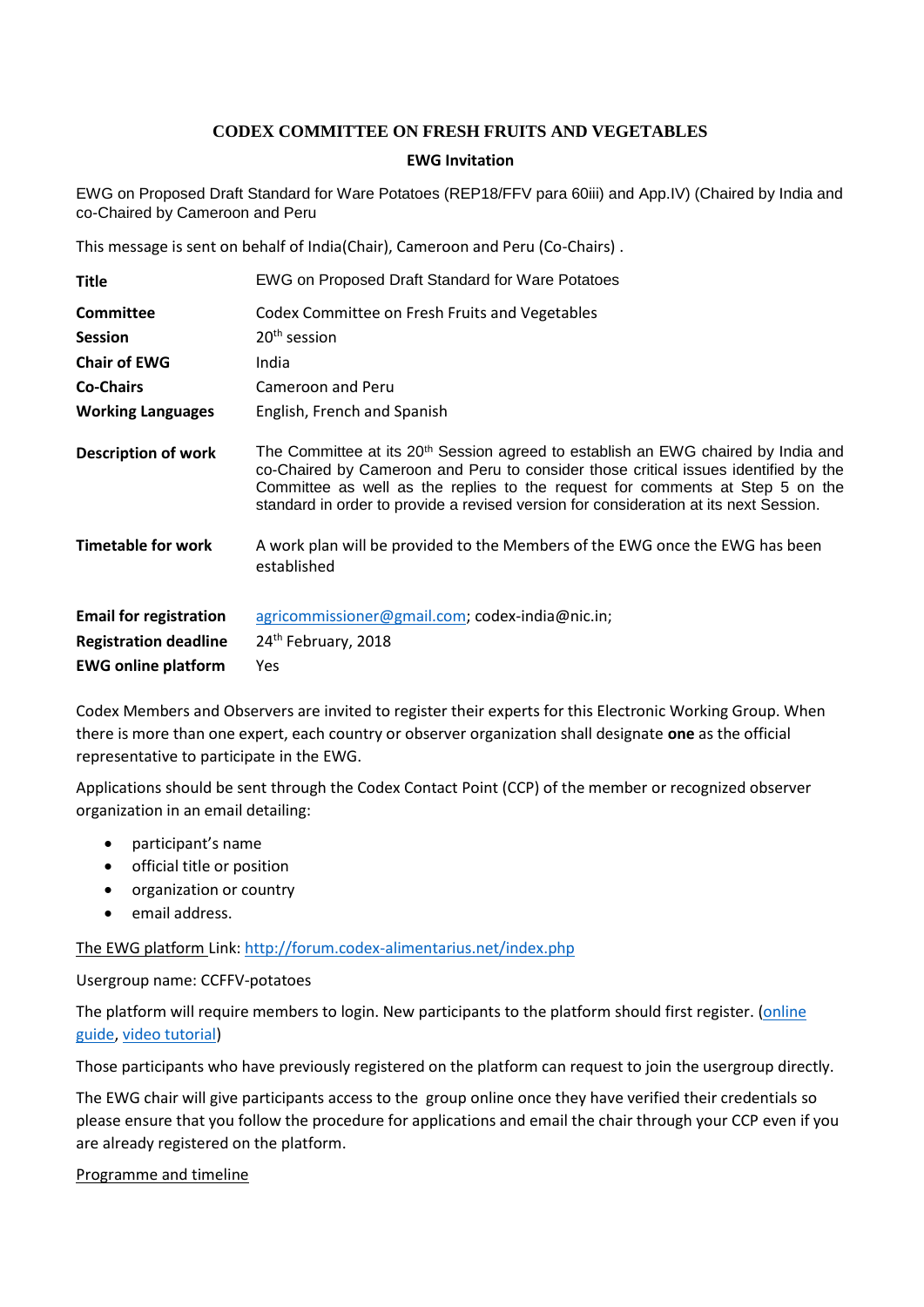# CODEX COMMITTEE ON FRESH FRUITS AND VEGETABLES

## EWG Invitation

EWG on Proposed Draft Standard for Ware Potatoes (REP18/FFV para 60iii) and App.IV) (Chaired by India and co-Chaired by Cameroon and Peru

This message is sent on behalf of India(Chair), Cameroon and Peru (Co-Chairs) .

| | |
|---|---|
| **Title** | EWG on Proposed Draft Standard for Ware Potatoes |
| **Committee** | Codex Committee on Fresh Fruits and Vegetables |
| **Session** | 20th session |
| **Chair of EWG** | India |
| **Co-Chairs** | Cameroon and Peru |
| **Working Languages** | English, French and Spanish |
| **Description of work** | The Committee at its 20th Session agreed to establish an EWG chaired by India and co-Chaired by Cameroon and Peru to consider those critical issues identified by the Committee as well as the replies to the request for comments at Step 5 on the standard in order to provide a revised version for consideration at its next Session. |
| **Timetable for work** | A work plan will be provided to the Members of the EWG once the EWG has been established |
| **Email for registration** | agricommissioner@gmail.com; codex-india@nic.in; |
| **Registration deadline** | 24th February, 2018 |
| **EWG online platform** | Yes |

Codex Members and Observers are invited to register their experts for this Electronic Working Group. When there is more than one expert, each country or observer organization shall designate **one** as the official representative to participate in the EWG.

Applications should be sent through the Codex Contact Point (CCP) of the member or recognized observer organization in an email detailing:

- participant's name
- official title or position
- organization or country
- email address.

The EWG platform Link: http://forum.codex-alimentarius.net/index.php

Usergroup name: CCFFV-potatoes

The platform will require members to login. New participants to the platform should first register. (online guide, video tutorial)

Those participants who have previously registered on the platform can request to join the usergroup directly.

The EWG chair will give participants access to the group online once they have verified their credentials so please ensure that you follow the procedure for applications and email the chair through your CCP even if you are already registered on the platform.

Programme and timeline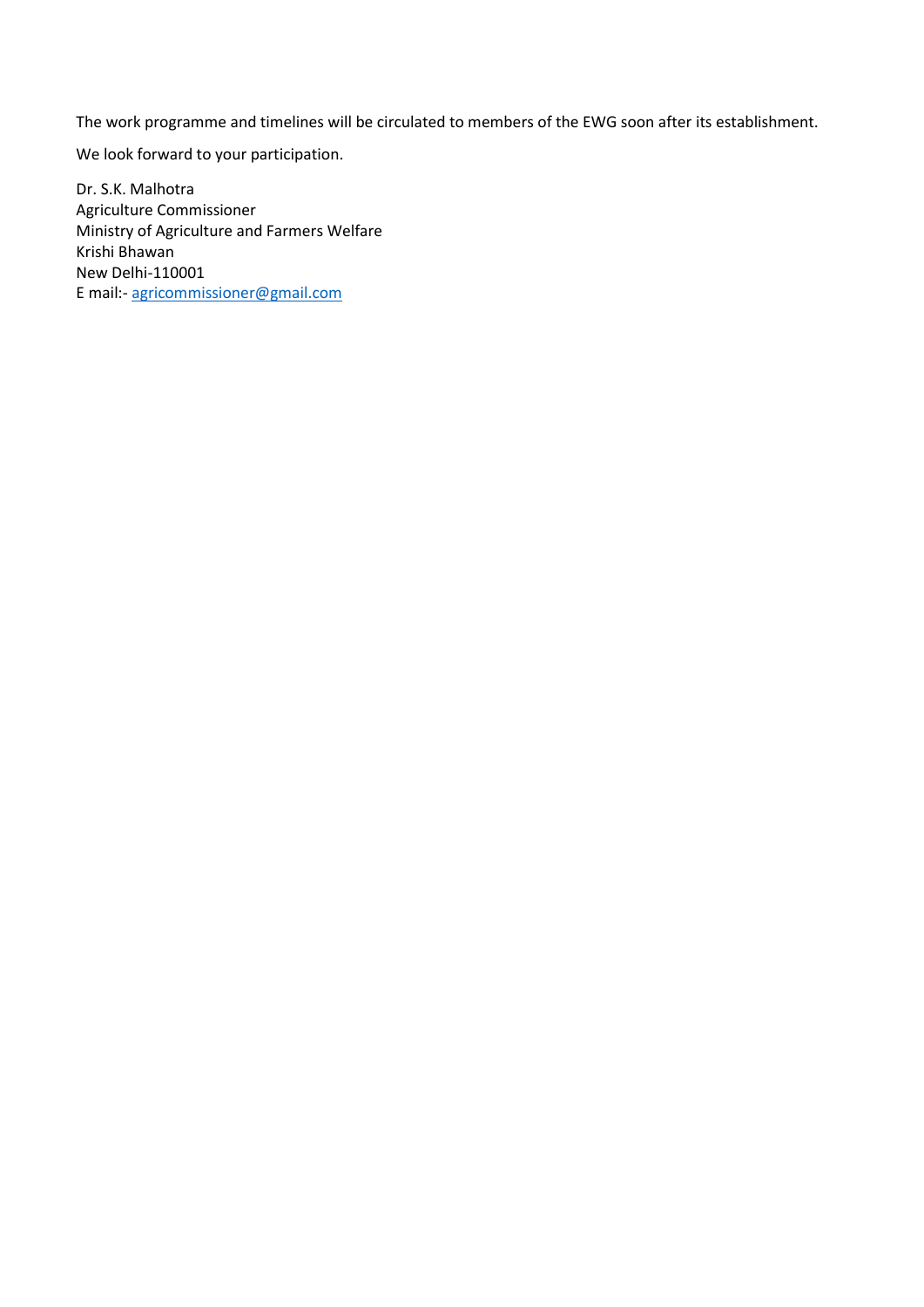The work programme and timelines will be circulated to members of the EWG soon after its establishment.

We look forward to your participation.

Dr. S.K. Malhotra  
Agriculture Commissioner  
Ministry of Agriculture and Farmers Welfare  
Krishi Bhawan  
New Delhi-110001  
E mail:- agricommissioner@gmail.com